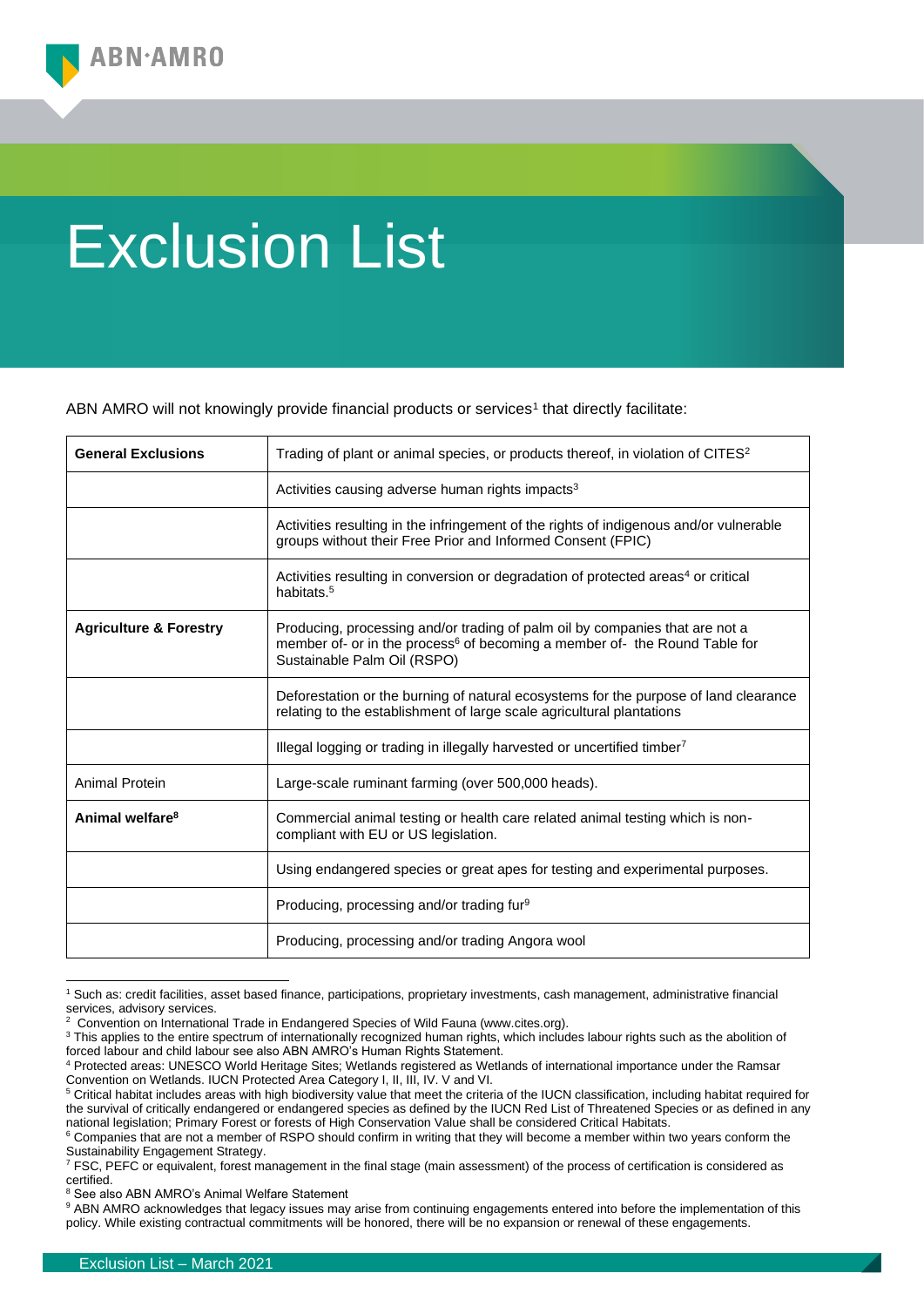# Exclusion List

ABN AMRO will not knowingly provide financial products or services[1] that directly facilitate:

| **General Exclusions** | Trading of plant or animal species, or products thereof, in violation of CITES[2] |
|---|---|
| | Activities causing adverse human rights impacts[3] |
| | Activities resulting in the infringement of the rights of indigenous and/or vulnerable groups without their Free Prior and Informed Consent (FPIC) |
| | Activities resulting in conversion or degradation of protected areas[4] or critical habitats.[5] |
| **Agriculture & Forestry** | Producing, processing and/or trading of palm oil by companies that are not a member of- or in the process[6] of becoming a member of- the Round Table for Sustainable Palm Oil (RSPO) |
| | Deforestation or the burning of natural ecosystems for the purpose of land clearance relating to the establishment of large scale agricultural plantations |
| | Illegal logging or trading in illegally harvested or uncertified timber[7] |
| Animal Protein | Large-scale ruminant farming (over 500,000 heads). |
| **Animal welfare[8]** | Commercial animal testing or health care related animal testing which is non-compliant with EU or US legislation. |
| | Using endangered species or great apes for testing and experimental purposes. |
| | Producing, processing and/or trading fur[9] |
| | Producing, processing and/or trading Angora wool |

[1] Such as: credit facilities, asset based finance, participations, proprietary investments, cash management, administrative financial services, advisory services.

[2] Convention on International Trade in Endangered Species of Wild Fauna (www.cites.org).

[3] This applies to the entire spectrum of internationally recognized human rights, which includes labour rights such as the abolition of forced labour and child labour see also ABN AMRO's Human Rights Statement.

[4] Protected areas: UNESCO World Heritage Sites; Wetlands registered as Wetlands of international importance under the Ramsar Convention on Wetlands. IUCN Protected Area Category I, II, III, IV. V and VI.

[5] Critical habitat includes areas with high biodiversity value that meet the criteria of the IUCN classification, including habitat required for the survival of critically endangered or endangered species as defined by the IUCN Red List of Threatened Species or as defined in any national legislation; Primary Forest or forests of High Conservation Value shall be considered Critical Habitats.

[6] Companies that are not a member of RSPO should confirm in writing that they will become a member within two years conform the Sustainability Engagement Strategy.

[7] FSC, PEFC or equivalent, forest management in the final stage (main assessment) of the process of certification is considered as certified.

[8] See also ABN AMRO's Animal Welfare Statement

[9] ABN AMRO acknowledges that legacy issues may arise from continuing engagements entered into before the implementation of this policy. While existing contractual commitments will be honored, there will be no expansion or renewal of these engagements.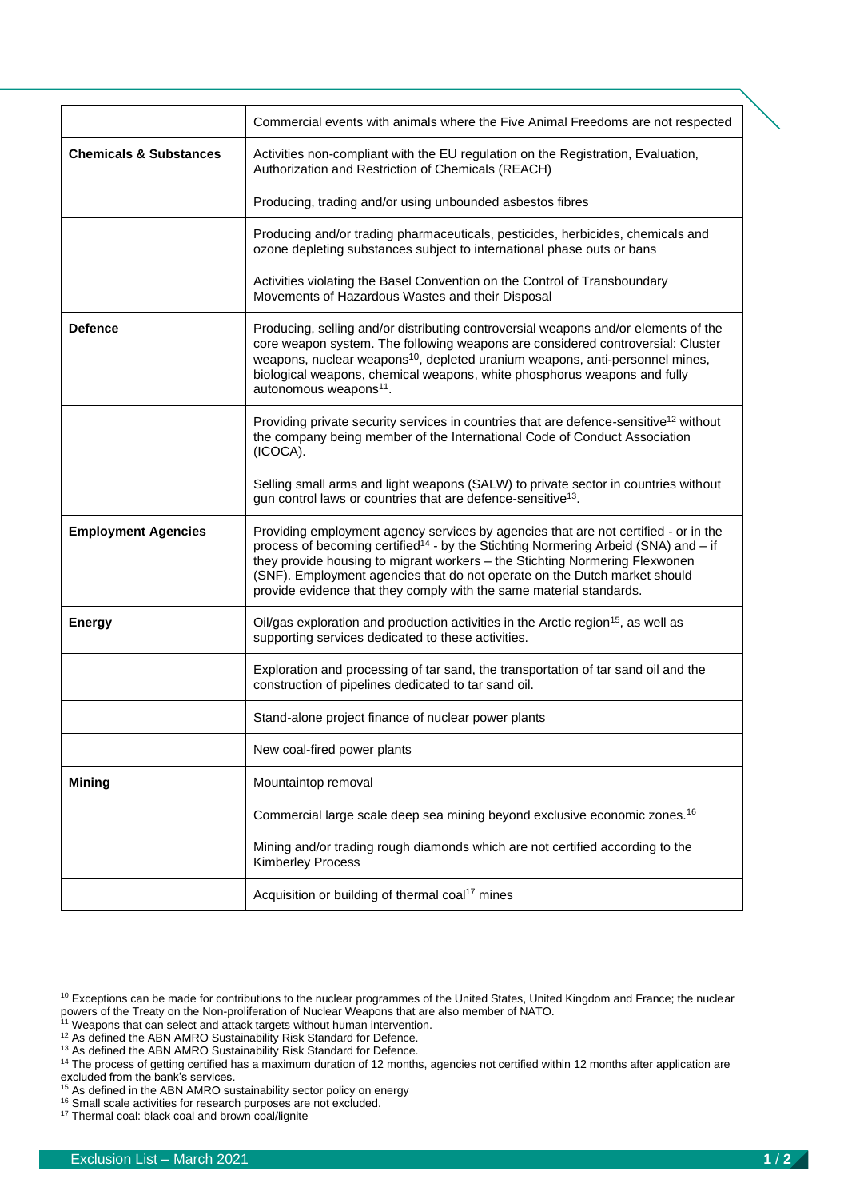| | |
|---|---|
| | Commercial events with animals where the Five Animal Freedoms are not respected |
| **Chemicals & Substances** | Activities non-compliant with the EU regulation on the Registration, Evaluation, Authorization and Restriction of Chemicals (REACH) |
| | Producing, trading and/or using unbounded asbestos fibres |
| | Producing and/or trading pharmaceuticals, pesticides, herbicides, chemicals and ozone depleting substances subject to international phase outs or bans |
| | Activities violating the Basel Convention on the Control of Transboundary Movements of Hazardous Wastes and their Disposal |
| **Defence** | Producing, selling and/or distributing controversial weapons and/or elements of the core weapon system. The following weapons are considered controversial: Cluster weapons, nuclear weapons[10], depleted uranium weapons, anti-personnel mines, biological weapons, chemical weapons, white phosphorus weapons and fully autonomous weapons[11]. |
| | Providing private security services in countries that are defence-sensitive[12] without the company being member of the International Code of Conduct Association (ICOCA). |
| | Selling small arms and light weapons (SALW) to private sector in countries without gun control laws or countries that are defence-sensitive[13]. |
| **Employment Agencies** | Providing employment agency services by agencies that are not certified - or in the process of becoming certified[14] - by the Stichting Normering Arbeid (SNA) and – if they provide housing to migrant workers – the Stichting Normering Flexwonen (SNF). Employment agencies that do not operate on the Dutch market should provide evidence that they comply with the same material standards. |
| **Energy** | Oil/gas exploration and production activities in the Arctic region[15], as well as supporting services dedicated to these activities. |
| | Exploration and processing of tar sand, the transportation of tar sand oil and the construction of pipelines dedicated to tar sand oil. |
| | Stand-alone project finance of nuclear power plants |
| | New coal-fired power plants |
| **Mining** | Mountaintop removal |
| | Commercial large scale deep sea mining beyond exclusive economic zones.[16] |
| | Mining and/or trading rough diamonds which are not certified according to the Kimberley Process |
| | Acquisition or building of thermal coal[17] mines |

[10] Exceptions can be made for contributions to the nuclear programmes of the United States, United Kingdom and France; the nuclear powers of the Treaty on the Non-proliferation of Nuclear Weapons that are also member of NATO.

[11] Weapons that can select and attack targets without human intervention.

[12] As defined the ABN AMRO Sustainability Risk Standard for Defence.

[13] As defined the ABN AMRO Sustainability Risk Standard for Defence.

[14] The process of getting certified has a maximum duration of 12 months, agencies not certified within 12 months after application are excluded from the bank's services.

[15] As defined in the ABN AMRO sustainability sector policy on energy

[16] Small scale activities for research purposes are not excluded.

[17] Thermal coal: black coal and brown coal/lignite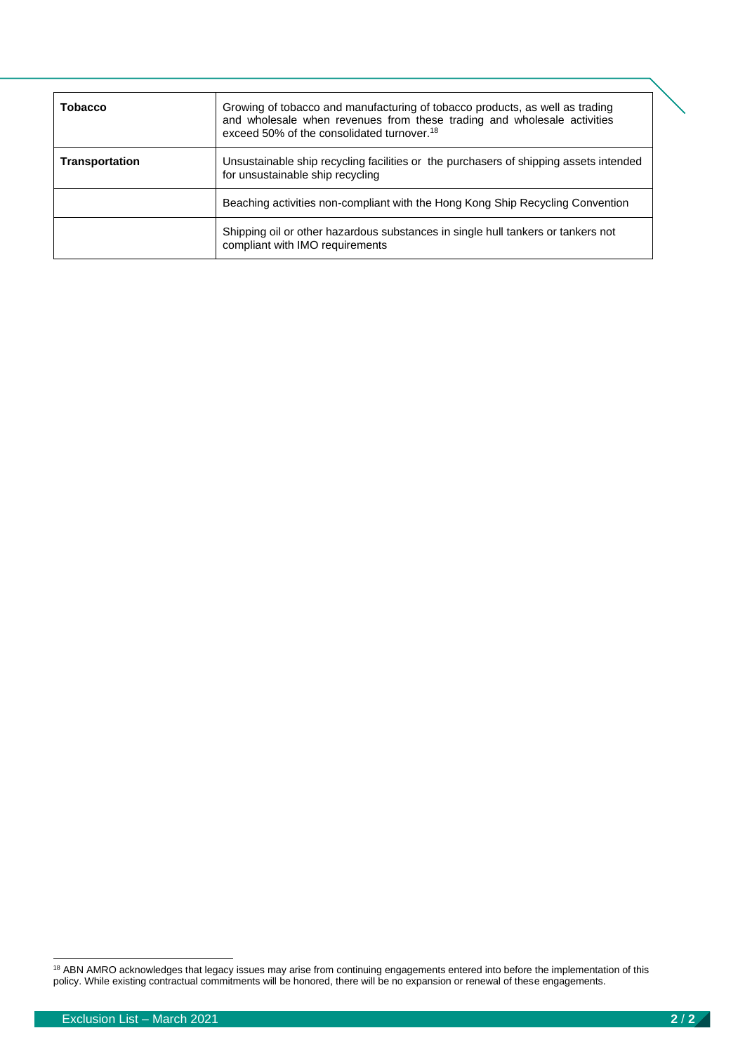| | |
|---|---|
| **Tobacco** | Growing of tobacco and manufacturing of tobacco products, as well as trading and wholesale when revenues from these trading and wholesale activities exceed 50% of the consolidated turnover.[18] |
| **Transportation** | Unsustainable ship recycling facilities or the purchasers of shipping assets intended for unsustainable ship recycling |
| | Beaching activities non-compliant with the Hong Kong Ship Recycling Convention |
| | Shipping oil or other hazardous substances in single hull tankers or tankers not compliant with IMO requirements |

[18] ABN AMRO acknowledges that legacy issues may arise from continuing engagements entered into before the implementation of this policy. While existing contractual commitments will be honored, there will be no expansion or renewal of these engagements.